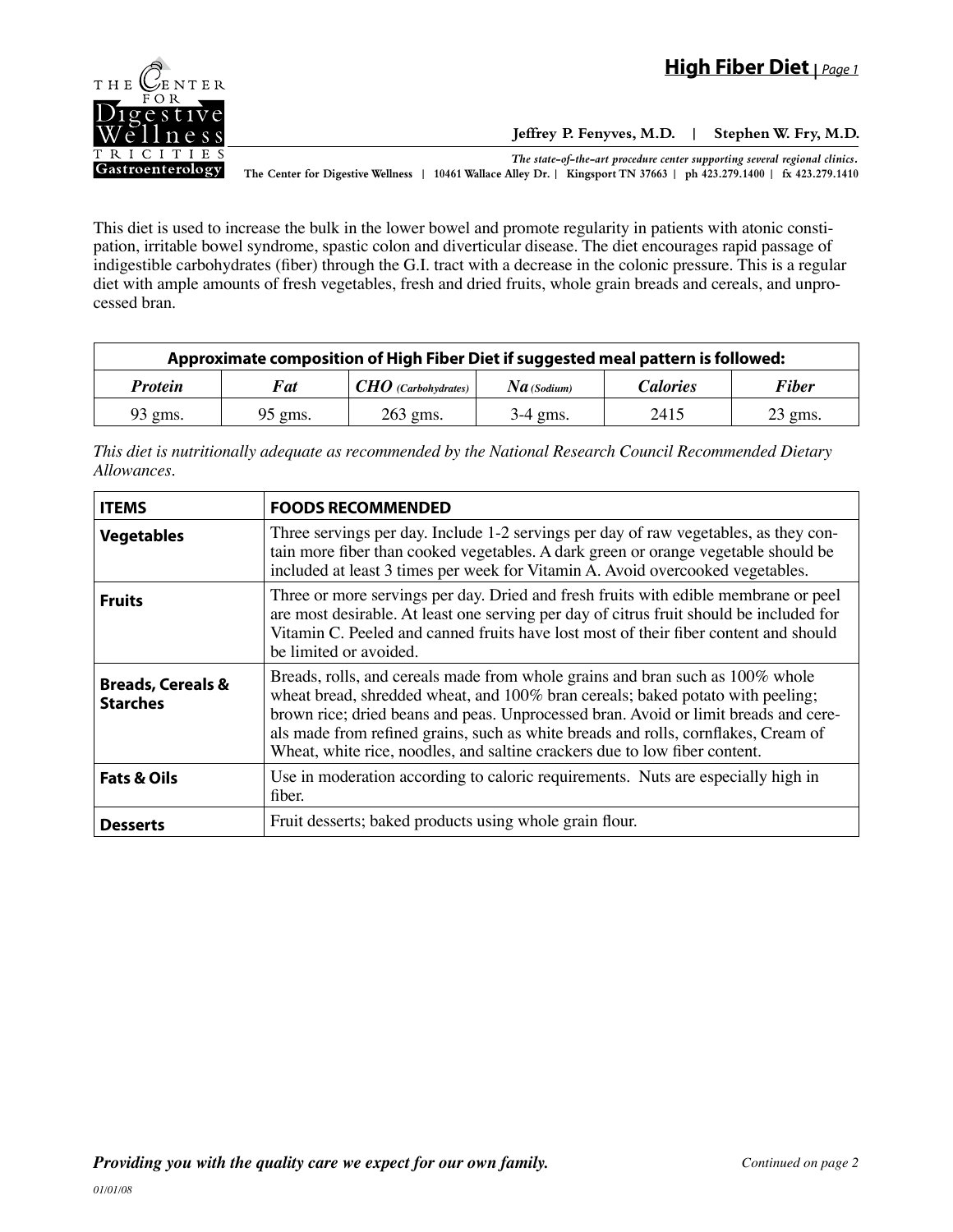# High Fiber Diet

Jeffrey P. Fenyves, M.D. | Stephen W. Fry, M.D.

*The state-of-the-art procedure center supporting several regional clinics.*

The Center for Digestive Wellness | 10461 Wallace Alley Dr. | Kingsport TN 37663 | ph 423.279.1400 | fx 423.279.1410

This diet is used to increase the bulk in the lower bowel and promote regularity in patients with atonic constipation, irritable bowel syndrome, spastic colon and diverticular disease. The diet encourages rapid passage of indigestible carbohydrates (fiber) through the G.I. tract with a decrease in the colonic pressure. This is a regular diet with ample amounts of fresh vegetables, fresh and dried fruits, whole grain breads and cereals, and unprocessed bran.

| Approximate composition of High Fiber Diet if suggested meal pattern is followed: | | | | | |
|---|---|---|---|---|---|
| ***Protein*** | ***Fat*** | ***CHO*** *(Carbohydrates)* | ***Na*** *(Sodium)* | ***Calories*** | ***Fiber*** |
| 93 gms. | 95 gms. | 263 gms. | 3-4 gms. | 2415 | 23 gms. |

*This diet is nutritionally adequate as recommended by the National Research Council Recommended Dietary Allowances.*

| ITEMS | FOODS RECOMMENDED |
|---|---|
| **Vegetables** | Three servings per day. Include 1-2 servings per day of raw vegetables, as they contain more fiber than cooked vegetables. A dark green or orange vegetable should be included at least 3 times per week for Vitamin A. Avoid overcooked vegetables. |
| **Fruits** | Three or more servings per day. Dried and fresh fruits with edible membrane or peel are most desirable. At least one serving per day of citrus fruit should be included for Vitamin C. Peeled and canned fruits have lost most of their fiber content and should be limited or avoided. |
| **Breads, Cereals & Starches** | Breads, rolls, and cereals made from whole grains and bran such as 100% whole wheat bread, shredded wheat, and 100% bran cereals; baked potato with peeling; brown rice; dried beans and peas. Unprocessed bran. Avoid or limit breads and cereals made from refined grains, such as white breads and rolls, cornflakes, Cream of Wheat, white rice, noodles, and saltine crackers due to low fiber content. |
| **Fats & Oils** | Use in moderation according to caloric requirements. Nuts are especially high in fiber. |
| **Desserts** | Fruit desserts; baked products using whole grain flour. |

*Providing you with the quality care we expect for our own family.*

*Continued on page 2*

*01/01/08*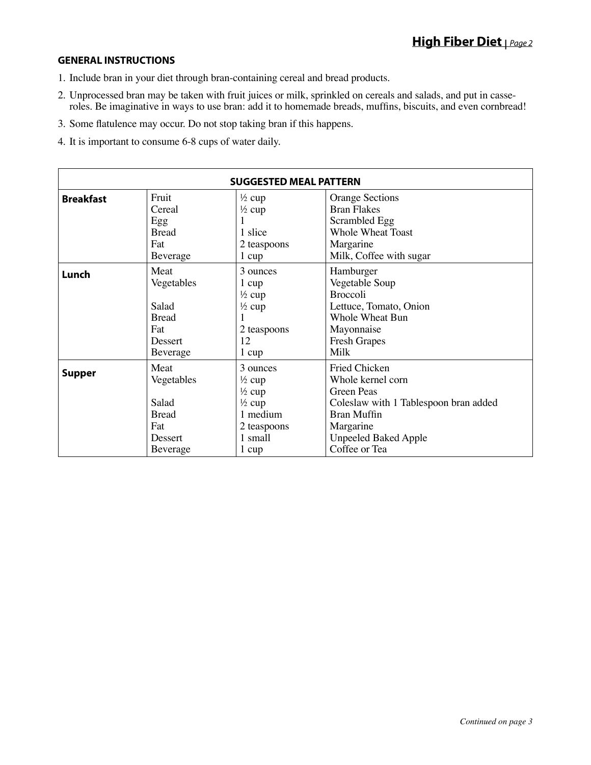### GENERAL INSTRUCTIONS

1. Include bran in your diet through bran-containing cereal and bread products.
2. Unprocessed bran may be taken with fruit juices or milk, sprinkled on cereals and salads, and put in casseroles. Be imaginative in ways to use bran: add it to homemade breads, muffins, biscuits, and even cornbread!
3. Some flatulence may occur. Do not stop taking bran if this happens.
4. It is important to consume 6-8 cups of water daily.

| SUGGESTED MEAL PATTERN | | | |
|---|---|---|---|
| **Breakfast** | Fruit | ½ cup | Orange Sections |
| | Cereal | ½ cup | Bran Flakes |
| | Egg | 1 | Scrambled Egg |
| | Bread | 1 slice | Whole Wheat Toast |
| | Fat | 2 teaspoons | Margarine |
| | Beverage | 1 cup | Milk, Coffee with sugar |
| **Lunch** | Meat | 3 ounces | Hamburger |
| | Vegetables | 1 cup | Vegetable Soup |
| | | ½ cup | Broccoli |
| | Salad | ½ cup | Lettuce, Tomato, Onion |
| | Bread | 1 | Whole Wheat Bun |
| | Fat | 2 teaspoons | Mayonnaise |
| | Dessert | 12 | Fresh Grapes |
| | Beverage | 1 cup | Milk |
| **Supper** | Meat | 3 ounces | Fried Chicken |
| | Vegetables | ½ cup | Whole kernel corn |
| | | ½ cup | Green Peas |
| | Salad | ½ cup | Coleslaw with 1 Tablespoon bran added |
| | Bread | 1 medium | Bran Muffin |
| | Fat | 2 teaspoons | Margarine |
| | Dessert | 1 small | Unpeeled Baked Apple |
| | Beverage | 1 cup | Coffee or Tea |

*Continued on page 3*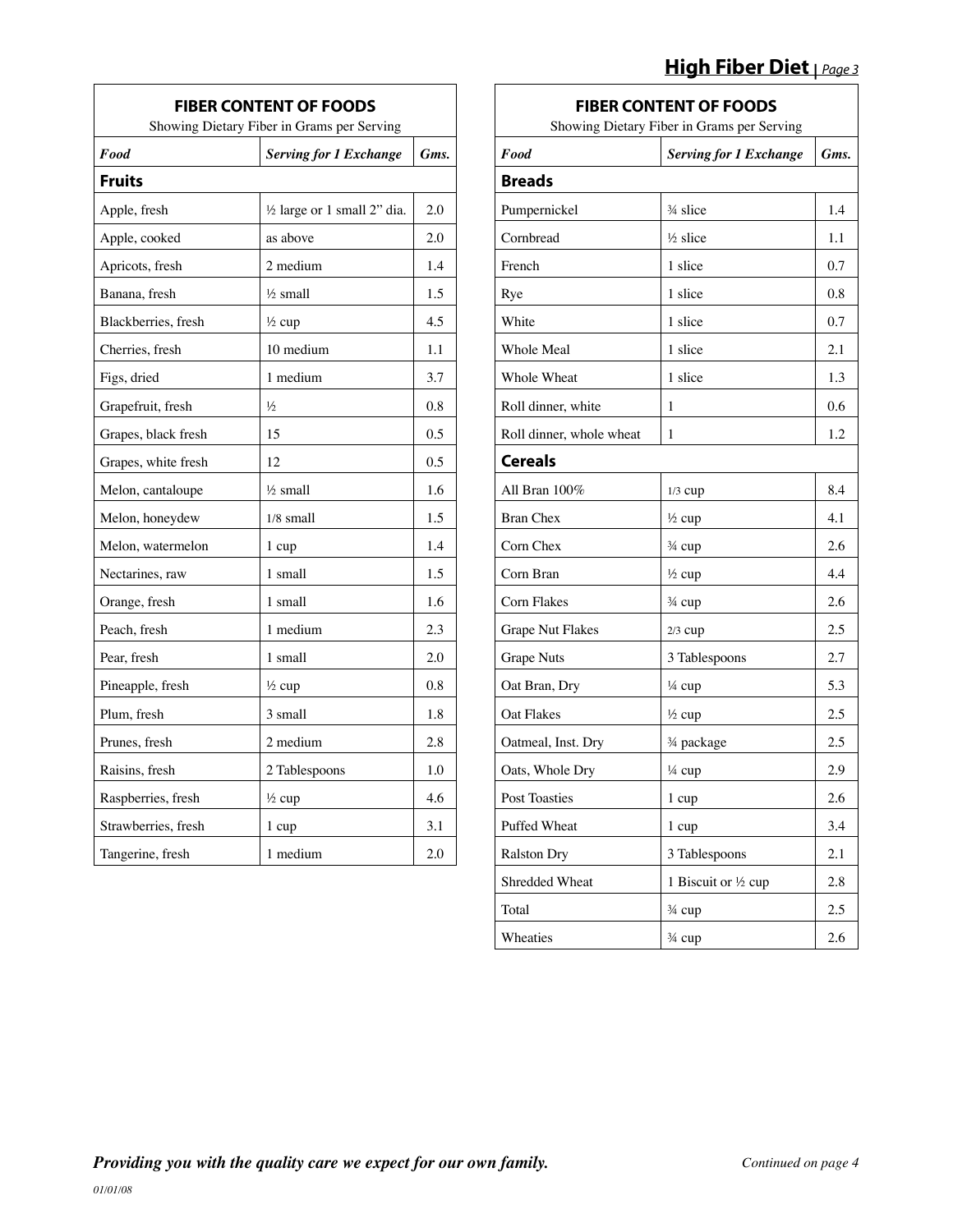## FIBER CONTENT OF FOODS

Showing Dietary Fiber in Grams per Serving

| Food | Serving for 1 Exchange | Gms. |
|---|---|---|
| **Fruits** | | |
| Apple, fresh | ½ large or 1 small 2" dia. | 2.0 |
| Apple, cooked | as above | 2.0 |
| Apricots, fresh | 2 medium | 1.4 |
| Banana, fresh | ½ small | 1.5 |
| Blackberries, fresh | ½ cup | 4.5 |
| Cherries, fresh | 10 medium | 1.1 |
| Figs, dried | 1 medium | 3.7 |
| Grapefruit, fresh | ½ | 0.8 |
| Grapes, black fresh | 15 | 0.5 |
| Grapes, white fresh | 12 | 0.5 |
| Melon, cantaloupe | ½ small | 1.6 |
| Melon, honeydew | 1/8 small | 1.5 |
| Melon, watermelon | 1 cup | 1.4 |
| Nectarines, raw | 1 small | 1.5 |
| Orange, fresh | 1 small | 1.6 |
| Peach, fresh | 1 medium | 2.3 |
| Pear, fresh | 1 small | 2.0 |
| Pineapple, fresh | ½ cup | 0.8 |
| Plum, fresh | 3 small | 1.8 |
| Prunes, fresh | 2 medium | 2.8 |
| Raisins, fresh | 2 Tablespoons | 1.0 |
| Raspberries, fresh | ½ cup | 4.6 |
| Strawberries, fresh | 1 cup | 3.1 |
| Tangerine, fresh | 1 medium | 2.0 |

## FIBER CONTENT OF FOODS

Showing Dietary Fiber in Grams per Serving

| Food | Serving for 1 Exchange | Gms. |
|---|---|---|
| **Breads** | | |
| Pumpernickel | ¾ slice | 1.4 |
| Cornbread | ½ slice | 1.1 |
| French | 1 slice | 0.7 |
| Rye | 1 slice | 0.8 |
| White | 1 slice | 0.7 |
| Whole Meal | 1 slice | 2.1 |
| Whole Wheat | 1 slice | 1.3 |
| Roll dinner, white | 1 | 0.6 |
| Roll dinner, whole wheat | 1 | 1.2 |
| **Cereals** | | |
| All Bran 100% | 1/3 cup | 8.4 |
| Bran Chex | ½ cup | 4.1 |
| Corn Chex | ¾ cup | 2.6 |
| Corn Bran | ½ cup | 4.4 |
| Corn Flakes | ¾ cup | 2.6 |
| Grape Nut Flakes | 2/3 cup | 2.5 |
| Grape Nuts | 3 Tablespoons | 2.7 |
| Oat Bran, Dry | ¼ cup | 5.3 |
| Oat Flakes | ½ cup | 2.5 |
| Oatmeal, Inst. Dry | ¾ package | 2.5 |
| Oats, Whole Dry | ¼ cup | 2.9 |
| Post Toasties | 1 cup | 2.6 |
| Puffed Wheat | 1 cup | 3.4 |
| Ralston Dry | 3 Tablespoons | 2.1 |
| Shredded Wheat | 1 Biscuit or ½ cup | 2.8 |
| Total | ¾ cup | 2.5 |
| Wheaties | ¾ cup | 2.6 |

*Continued on page 4*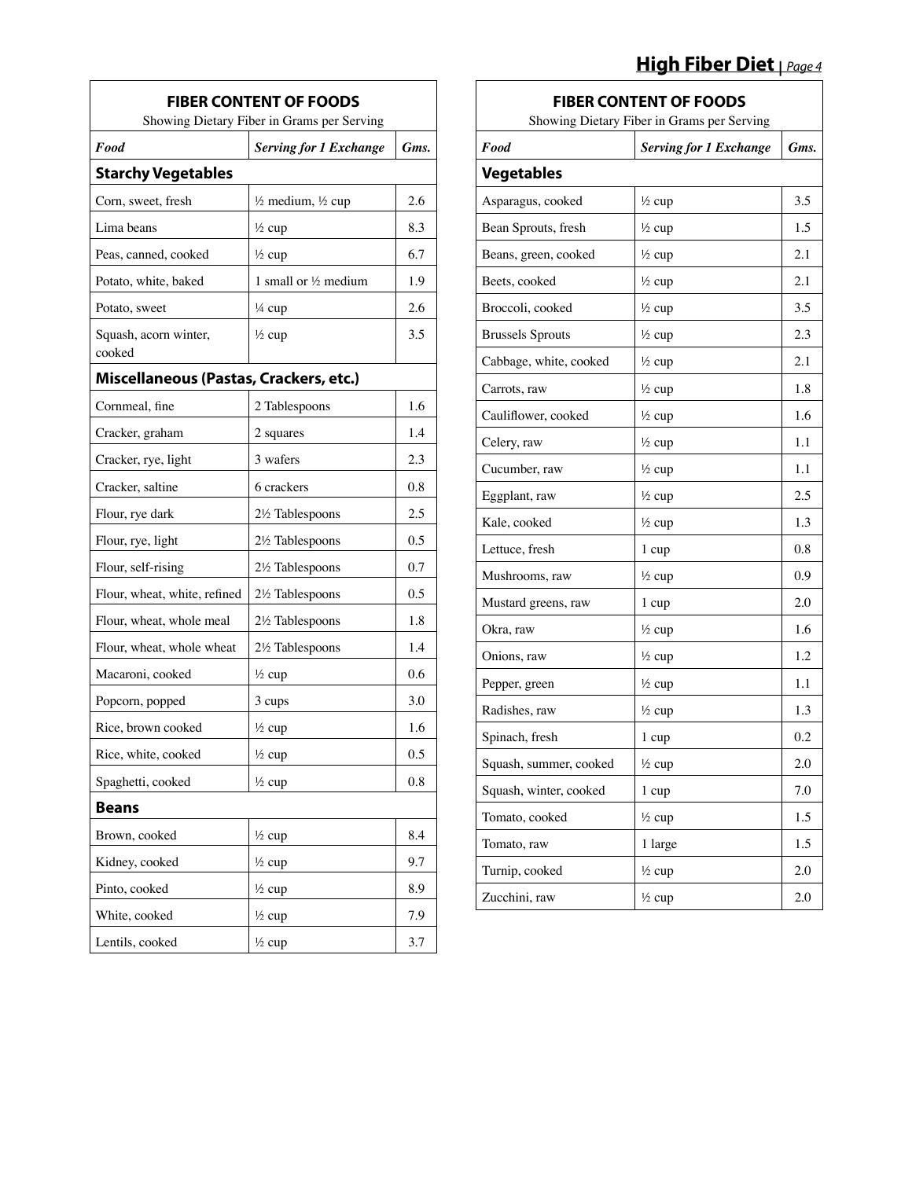## FIBER CONTENT OF FOODS

Showing Dietary Fiber in Grams per Serving

| *Food* | *Serving for 1 Exchange* | *Gms.* |
|---|---|---|
| **Starchy Vegetables** | | |
| Corn, sweet, fresh | ½ medium, ½ cup | 2.6 |
| Lima beans | ½ cup | 8.3 |
| Peas, canned, cooked | ½ cup | 6.7 |
| Potato, white, baked | 1 small or ½ medium | 1.9 |
| Potato, sweet | ¼ cup | 2.6 |
| Squash, acorn winter, cooked | ½ cup | 3.5 |
| **Miscellaneous (Pastas, Crackers, etc.)** | | |
| Cornmeal, fine | 2 Tablespoons | 1.6 |
| Cracker, graham | 2 squares | 1.4 |
| Cracker, rye, light | 3 wafers | 2.3 |
| Cracker, saltine | 6 crackers | 0.8 |
| Flour, rye dark | 2½ Tablespoons | 2.5 |
| Flour, rye, light | 2½ Tablespoons | 0.5 |
| Flour, self-rising | 2½ Tablespoons | 0.7 |
| Flour, wheat, white, refined | 2½ Tablespoons | 0.5 |
| Flour, wheat, whole meal | 2½ Tablespoons | 1.8 |
| Flour, wheat, whole wheat | 2½ Tablespoons | 1.4 |
| Macaroni, cooked | ½ cup | 0.6 |
| Popcorn, popped | 3 cups | 3.0 |
| Rice, brown cooked | ½ cup | 1.6 |
| Rice, white, cooked | ½ cup | 0.5 |
| Spaghetti, cooked | ½ cup | 0.8 |
| **Beans** | | |
| Brown, cooked | ½ cup | 8.4 |
| Kidney, cooked | ½ cup | 9.7 |
| Pinto, cooked | ½ cup | 8.9 |
| White, cooked | ½ cup | 7.9 |
| Lentils, cooked | ½ cup | 3.7 |

## FIBER CONTENT OF FOODS

Showing Dietary Fiber in Grams per Serving

| *Food* | *Serving for 1 Exchange* | *Gms.* |
|---|---|---|
| **Vegetables** | | |
| Asparagus, cooked | ½ cup | 3.5 |
| Bean Sprouts, fresh | ½ cup | 1.5 |
| Beans, green, cooked | ½ cup | 2.1 |
| Beets, cooked | ½ cup | 2.1 |
| Broccoli, cooked | ½ cup | 3.5 |
| Brussels Sprouts | ½ cup | 2.3 |
| Cabbage, white, cooked | ½ cup | 2.1 |
| Carrots, raw | ½ cup | 1.8 |
| Cauliflower, cooked | ½ cup | 1.6 |
| Celery, raw | ½ cup | 1.1 |
| Cucumber, raw | ½ cup | 1.1 |
| Eggplant, raw | ½ cup | 2.5 |
| Kale, cooked | ½ cup | 1.3 |
| Lettuce, fresh | 1 cup | 0.8 |
| Mushrooms, raw | ½ cup | 0.9 |
| Mustard greens, raw | 1 cup | 2.0 |
| Okra, raw | ½ cup | 1.6 |
| Onions, raw | ½ cup | 1.2 |
| Pepper, green | ½ cup | 1.1 |
| Radishes, raw | ½ cup | 1.3 |
| Spinach, fresh | 1 cup | 0.2 |
| Squash, summer, cooked | ½ cup | 2.0 |
| Squash, winter, cooked | 1 cup | 7.0 |
| Tomato, cooked | ½ cup | 1.5 |
| Tomato, raw | 1 large | 1.5 |
| Turnip, cooked | ½ cup | 2.0 |
| Zucchini, raw | ½ cup | 2.0 |